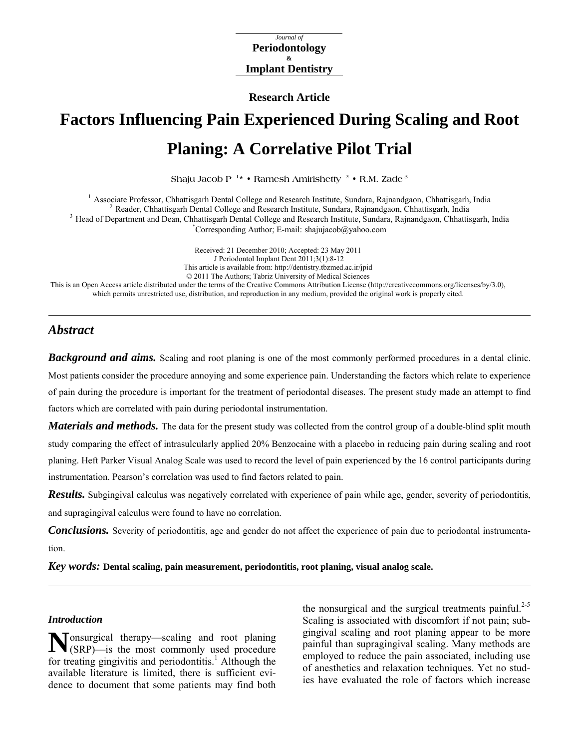*Journal of*
**Periodontology**
**&**
**Implant Dentistry**

**Research Article**

# Factors Influencing Pain Experienced During Scaling and Root Planing: A Correlative Pilot Trial

Shaju Jacob P [1]* • Ramesh Amirishetty [2] • R.M. Zade [3]

[1] Associate Professor, Chhattisgarh Dental College and Research Institute, Sundara, Rajnandgaon, Chhattisgarh, India
[2] Reader, Chhattisgarh Dental College and Research Institute, Sundara, Rajnandgaon, Chhattisgarh, India
[3] Head of Department and Dean, Chhattisgarh Dental College and Research Institute, Sundara, Rajnandgaon, Chhattisgarh, India
*Corresponding Author; E-mail: shajujacob@yahoo.com

Received: 21 December 2010; Accepted: 23 May 2011
J Periodontol Implant Dent 2011;3(1):8-12
This article is available from: http://dentistry.tbzmed.ac.ir/jpid
© 2011 The Authors; Tabriz University of Medical Sciences
This is an Open Access article distributed under the terms of the Creative Commons Attribution License (http://creativecommons.org/licenses/by/3.0), which permits unrestricted use, distribution, and reproduction in any medium, provided the original work is properly cited.

## Abstract

***Background and aims.*** Scaling and root planing is one of the most commonly performed procedures in a dental clinic. Most patients consider the procedure annoying and some experience pain. Understanding the factors which relate to experience of pain during the procedure is important for the treatment of periodontal diseases. The present study made an attempt to find factors which are correlated with pain during periodontal instrumentation.

***Materials and methods.*** The data for the present study was collected from the control group of a double-blind split mouth study comparing the effect of intrasulcularly applied 20% Benzocaine with a placebo in reducing pain during scaling and root planing. Heft Parker Visual Analog Scale was used to record the level of pain experienced by the 16 control participants during instrumentation. Pearson's correlation was used to find factors related to pain.

***Results.*** Subgingival calculus was negatively correlated with experience of pain while age, gender, severity of periodontitis, and supragingival calculus were found to have no correlation.

***Conclusions.*** Severity of periodontitis, age and gender do not affect the experience of pain due to periodontal instrumentation.

***Key words:*** **Dental scaling, pain measurement, periodontitis, root planing, visual analog scale.**

### *Introduction*

Nonsurgical therapy—scaling and root planing (SRP)—is the most commonly used procedure for treating gingivitis and periodontitis.[1] Although the available literature is limited, there is sufficient evidence to document that some patients may find both the nonsurgical and the surgical treatments painful.[2-5] Scaling is associated with discomfort if not pain; subgingival scaling and root planing appear to be more painful than supragingival scaling. Many methods are employed to reduce the pain associated, including use of anesthetics and relaxation techniques. Yet no studies have evaluated the role of factors which increase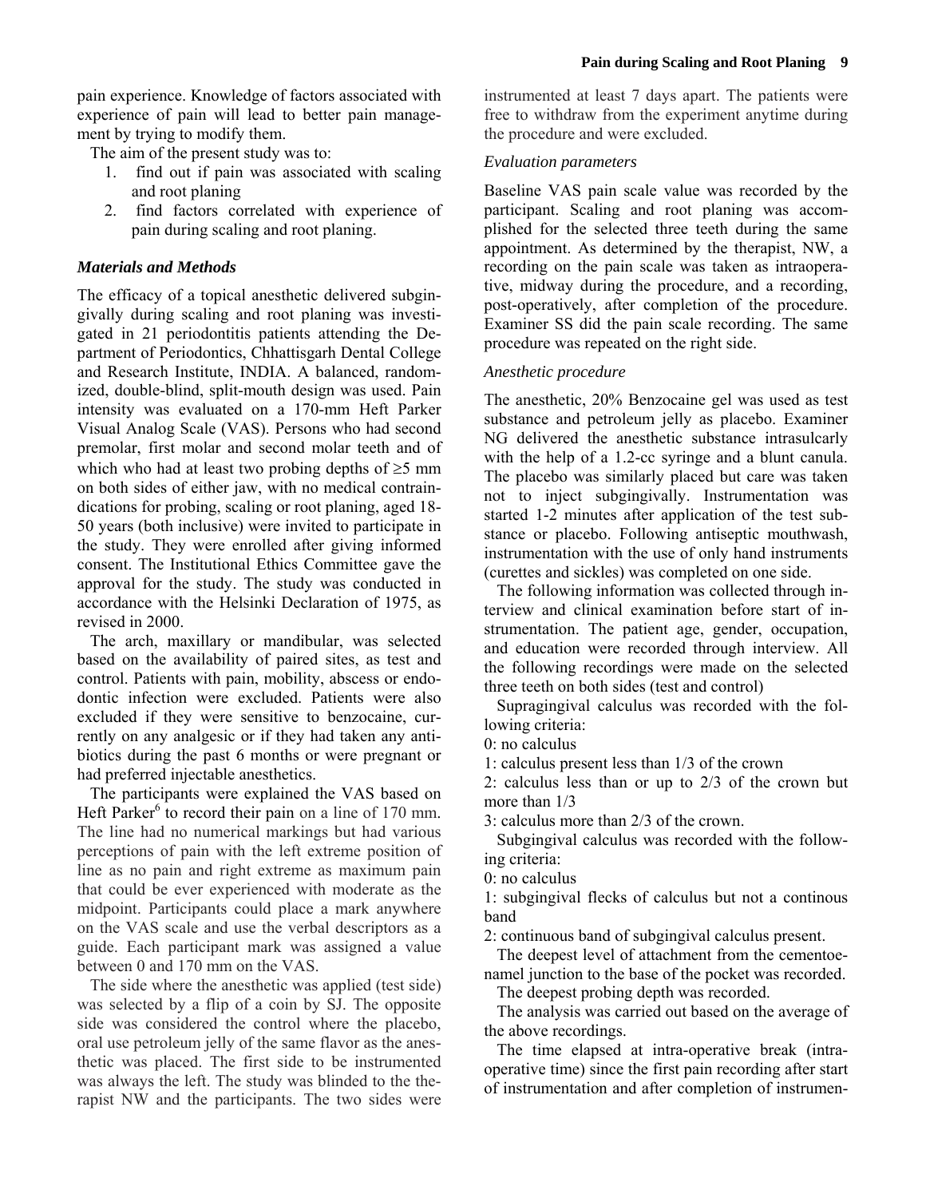pain experience. Knowledge of factors associated with experience of pain will lead to better pain management by trying to modify them.

The aim of the present study was to:

1. find out if pain was associated with scaling and root planing
2. find factors correlated with experience of pain during scaling and root planing.

## *Materials and Methods*

The efficacy of a topical anesthetic delivered subgingivally during scaling and root planing was investigated in 21 periodontitis patients attending the Department of Periodontics, Chhattisgarh Dental College and Research Institute, INDIA. A balanced, randomized, double-blind, split-mouth design was used. Pain intensity was evaluated on a 170-mm Heft Parker Visual Analog Scale (VAS). Persons who had second premolar, first molar and second molar teeth and of which who had at least two probing depths of ≥5 mm on both sides of either jaw, with no medical contraindications for probing, scaling or root planing, aged 18-50 years (both inclusive) were invited to participate in the study. They were enrolled after giving informed consent. The Institutional Ethics Committee gave the approval for the study. The study was conducted in accordance with the Helsinki Declaration of 1975, as revised in 2000.

The arch, maxillary or mandibular, was selected based on the availability of paired sites, as test and control. Patients with pain, mobility, abscess or endodontic infection were excluded. Patients were also excluded if they were sensitive to benzocaine, currently on any analgesic or if they had taken any antibiotics during the past 6 months or were pregnant or had preferred injectable anesthetics.

The participants were explained the VAS based on Heft Parker[6] to record their pain on a line of 170 mm. The line had no numerical markings but had various perceptions of pain with the left extreme position of line as no pain and right extreme as maximum pain that could be ever experienced with moderate as the midpoint. Participants could place a mark anywhere on the VAS scale and use the verbal descriptors as a guide. Each participant mark was assigned a value between 0 and 170 mm on the VAS.

The side where the anesthetic was applied (test side) was selected by a flip of a coin by SJ. The opposite side was considered the control where the placebo, oral use petroleum jelly of the same flavor as the anesthetic was placed. The first side to be instrumented was always the left. The study was blinded to the therapist NW and the participants. The two sides were instrumented at least 7 days apart. The patients were free to withdraw from the experiment anytime during the procedure and were excluded.

### *Evaluation parameters*

Baseline VAS pain scale value was recorded by the participant. Scaling and root planing was accomplished for the selected three teeth during the same appointment. As determined by the therapist, NW, a recording on the pain scale was taken as intraoperative, midway during the procedure, and a recording, post-operatively, after completion of the procedure. Examiner SS did the pain scale recording. The same procedure was repeated on the right side.

### *Anesthetic procedure*

The anesthetic, 20% Benzocaine gel was used as test substance and petroleum jelly as placebo. Examiner NG delivered the anesthetic substance intrasulcarly with the help of a 1.2-cc syringe and a blunt canula. The placebo was similarly placed but care was taken not to inject subgingivally. Instrumentation was started 1-2 minutes after application of the test substance or placebo. Following antiseptic mouthwash, instrumentation with the use of only hand instruments (curettes and sickles) was completed on one side.

The following information was collected through interview and clinical examination before start of instrumentation. The patient age, gender, occupation, and education were recorded through interview. All the following recordings were made on the selected three teeth on both sides (test and control)

Supragingival calculus was recorded with the following criteria:

0: no calculus

1: calculus present less than 1/3 of the crown

2: calculus less than or up to 2/3 of the crown but more than 1/3

3: calculus more than 2/3 of the crown.

Subgingival calculus was recorded with the following criteria:

0: no calculus

1: subgingival flecks of calculus but not a continous band

2: continuous band of subgingival calculus present.

The deepest level of attachment from the cementoenamel junction to the base of the pocket was recorded.

The deepest probing depth was recorded.

The analysis was carried out based on the average of the above recordings.

The time elapsed at intra-operative break (intraoperative time) since the first pain recording after start of instrumentation and after completion of instrumen-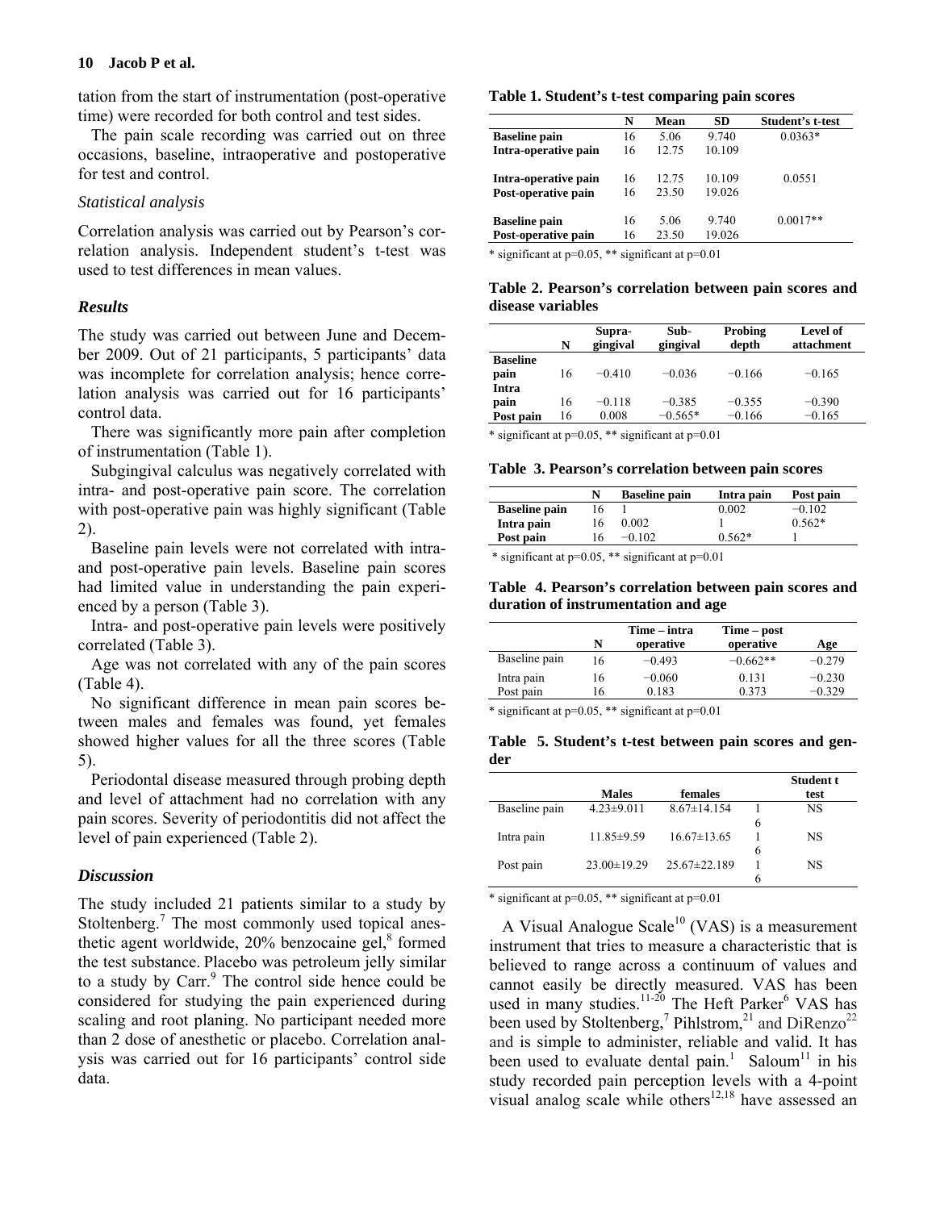tation from the start of instrumentation (post-operative time) were recorded for both control and test sides.

The pain scale recording was carried out on three occasions, baseline, intraoperative and postoperative for test and control.

### *Statistical analysis*

Correlation analysis was carried out by Pearson's correlation analysis. Independent student's t-test was used to test differences in mean values.

## *Results*

The study was carried out between June and December 2009. Out of 21 participants, 5 participants' data was incomplete for correlation analysis; hence correlation analysis was carried out for 16 participants' control data.

There was significantly more pain after completion of instrumentation (Table 1).

Subgingival calculus was negatively correlated with intra- and post-operative pain score. The correlation with post-operative pain was highly significant (Table 2).

Baseline pain levels were not correlated with intra- and post-operative pain levels. Baseline pain scores had limited value in understanding the pain experienced by a person (Table 3).

Intra- and post-operative pain levels were positively correlated (Table 3).

Age was not correlated with any of the pain scores (Table 4).

No significant difference in mean pain scores between males and females was found, yet females showed higher values for all the three scores (Table 5).

Periodontal disease measured through probing depth and level of attachment had no correlation with any pain scores. Severity of periodontitis did not affect the level of pain experienced (Table 2).

## *Discussion*

The study included 21 patients similar to a study by Stoltenberg.[7] The most commonly used topical anesthetic agent worldwide, 20% benzocaine gel,[8] formed the test substance. Placebo was petroleum jelly similar to a study by Carr.[9] The control side hence could be considered for studying the pain experienced during scaling and root planing. No participant needed more than 2 dose of anesthetic or placebo. Correlation analysis was carried out for 16 participants' control side data.

**Table 1. Student's t-test comparing pain scores**

| | N | Mean | SD | Student's t-test |
|---|---|---|---|---|
| **Baseline pain** | 16 | 5.06 | 9.740 | 0.0363* |
| **Intra-operative pain** | 16 | 12.75 | 10.109 | |
| **Intra-operative pain** | 16 | 12.75 | 10.109 | 0.0551 |
| **Post-operative pain** | 16 | 23.50 | 19.026 | |
| **Baseline pain** | 16 | 5.06 | 9.740 | 0.0017** |
| **Post-operative pain** | 16 | 23.50 | 19.026 | |

\* significant at p=0.05, ** significant at p=0.01

**Table 2. Pearson's correlation between pain scores and disease variables**

| | N | Supra-gingival | Sub-gingival | Probing depth | Level of attachment |
|---|---|---|---|---|---|
| **Baseline pain** | 16 | −0.410 | −0.036 | −0.166 | −0.165 |
| **Intra pain** | 16 | −0.118 | −0.385 | −0.355 | −0.390 |
| **Post pain** | 16 | 0.008 | −0.565* | −0.166 | −0.165 |

\* significant at p=0.05, ** significant at p=0.01

**Table 3. Pearson's correlation between pain scores**

| | N | Baseline pain | Intra pain | Post pain |
|---|---|---|---|---|
| **Baseline pain** | 16 | 1 | 0.002 | −0.102 |
| **Intra pain** | 16 | 0.002 | 1 | 0.562* |
| **Post pain** | 16 | −0.102 | 0.562* | 1 |

\* significant at p=0.05, ** significant at p=0.01

**Table 4. Pearson's correlation between pain scores and duration of instrumentation and age**

| | N | Time – intra operative | Time – post operative | Age |
|---|---|---|---|---|
| Baseline pain | 16 | −0.493 | −0.662** | −0.279 |
| Intra pain | 16 | −0.060 | 0.131 | −0.230 |
| Post pain | 16 | 0.183 | 0.373 | −0.329 |

\* significant at p=0.05, ** significant at p=0.01

**Table 5. Student's t-test between pain scores and gender**

| | Males | females | | Student t test |
|---|---|---|---|---|
| Baseline pain | 4.23±9.011 | 8.67±14.154 | 16 | NS |
| Intra pain | 11.85±9.59 | 16.67±13.65 | 16 | NS |
| Post pain | 23.00±19.29 | 25.67±22.189 | 16 | NS |

\* significant at p=0.05, ** significant at p=0.01

A Visual Analogue Scale[10] (VAS) is a measurement instrument that tries to measure a characteristic that is believed to range across a continuum of values and cannot easily be directly measured. VAS has been used in many studies.[11-20] The Heft Parker[6] VAS has been used by Stoltenberg,[7] Pihlstrom,[21] and DiRenzo[22] and is simple to administer, reliable and valid. It has been used to evaluate dental pain.[1] Saloum[11] in his study recorded pain perception levels with a 4-point visual analog scale while others[12,18] have assessed an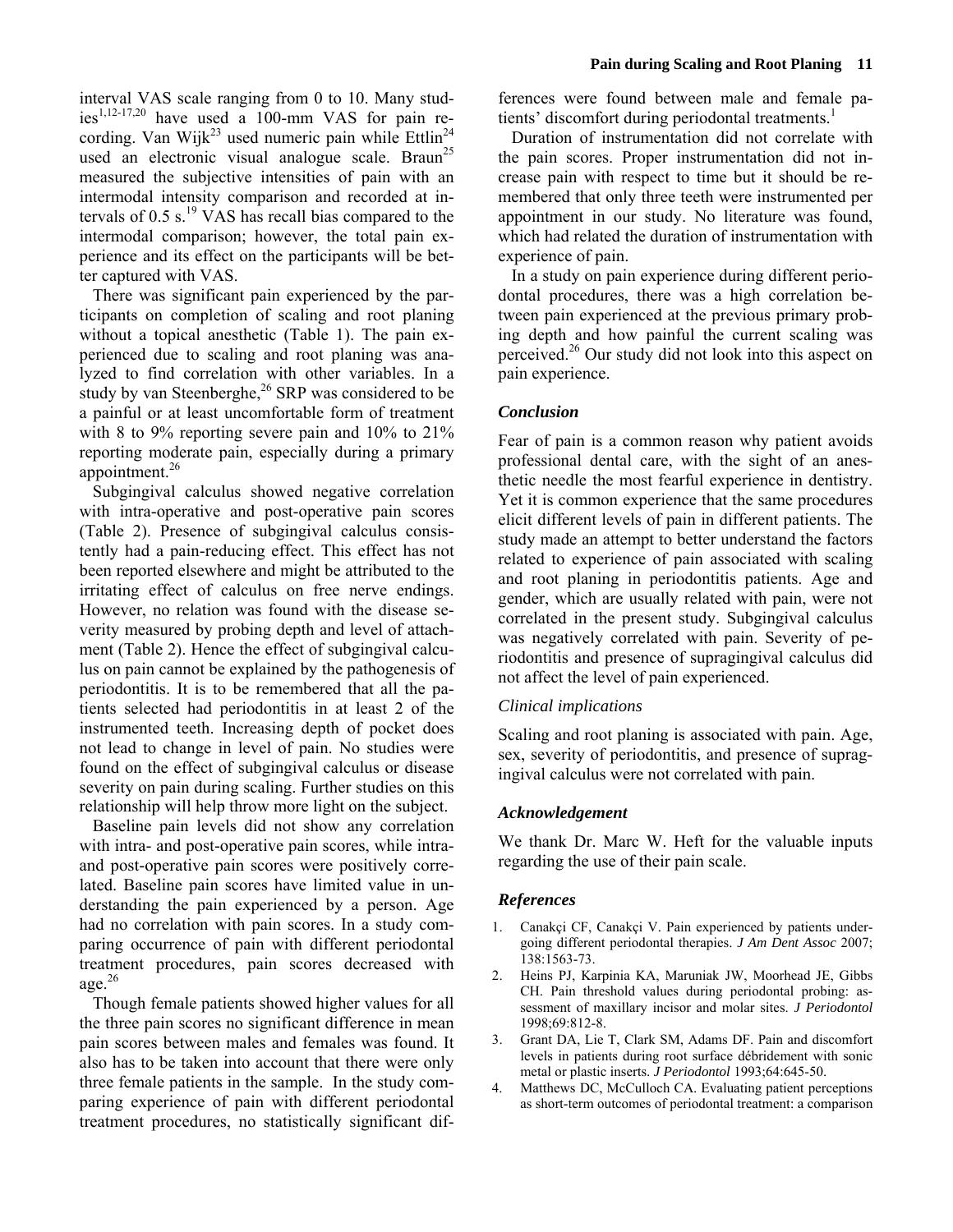interval VAS scale ranging from 0 to 10. Many studies[1,12-17,20] have used a 100-mm VAS for pain recording. Van Wijk[23] used numeric pain while Ettlin[24] used an electronic visual analogue scale. Braun[25] measured the subjective intensities of pain with an intermodal intensity comparison and recorded at intervals of 0.5 s.[19] VAS has recall bias compared to the intermodal comparison; however, the total pain experience and its effect on the participants will be better captured with VAS.

There was significant pain experienced by the participants on completion of scaling and root planing without a topical anesthetic (Table 1). The pain experienced due to scaling and root planing was analyzed to find correlation with other variables. In a study by van Steenberghe,[26] SRP was considered to be a painful or at least uncomfortable form of treatment with 8 to 9% reporting severe pain and 10% to 21% reporting moderate pain, especially during a primary appointment.[26]

Subgingival calculus showed negative correlation with intra-operative and post-operative pain scores (Table 2). Presence of subgingival calculus consistently had a pain-reducing effect. This effect has not been reported elsewhere and might be attributed to the irritating effect of calculus on free nerve endings. However, no relation was found with the disease severity measured by probing depth and level of attachment (Table 2). Hence the effect of subgingival calculus on pain cannot be explained by the pathogenesis of periodontitis. It is to be remembered that all the patients selected had periodontitis in at least 2 of the instrumented teeth. Increasing depth of pocket does not lead to change in level of pain. No studies were found on the effect of subgingival calculus or disease severity on pain during scaling. Further studies on this relationship will help throw more light on the subject.

Baseline pain levels did not show any correlation with intra- and post-operative pain scores, while intra- and post-operative pain scores were positively correlated. Baseline pain scores have limited value in understanding the pain experienced by a person. Age had no correlation with pain scores. In a study comparing occurrence of pain with different periodontal treatment procedures, pain scores decreased with age.[26]

Though female patients showed higher values for all the three pain scores no significant difference in mean pain scores between males and females was found. It also has to be taken into account that there were only three female patients in the sample. In the study comparing experience of pain with different periodontal treatment procedures, no statistically significant differences were found between male and female patients' discomfort during periodontal treatments.[1]

Duration of instrumentation did not correlate with the pain scores. Proper instrumentation did not increase pain with respect to time but it should be remembered that only three teeth were instrumented per appointment in our study. No literature was found, which had related the duration of instrumentation with experience of pain.

In a study on pain experience during different periodontal procedures, there was a high correlation between pain experienced at the previous primary probing depth and how painful the current scaling was perceived.[26] Our study did not look into this aspect on pain experience.

### *Conclusion*

Fear of pain is a common reason why patient avoids professional dental care, with the sight of an anesthetic needle the most fearful experience in dentistry. Yet it is common experience that the same procedures elicit different levels of pain in different patients. The study made an attempt to better understand the factors related to experience of pain associated with scaling and root planing in periodontitis patients. Age and gender, which are usually related with pain, were not correlated in the present study. Subgingival calculus was negatively correlated with pain. Severity of periodontitis and presence of supragingival calculus did not affect the level of pain experienced.

#### *Clinical implications*

Scaling and root planing is associated with pain. Age, sex, severity of periodontitis, and presence of supragingival calculus were not correlated with pain.

### *Acknowledgement*

We thank Dr. Marc W. Heft for the valuable inputs regarding the use of their pain scale.

### *References*

1. Canakçi CF, Canakçi V. Pain experienced by patients undergoing different periodontal therapies. *J Am Dent Assoc* 2007; 138:1563-73.
2. Heins PJ, Karpinia KA, Maruniak JW, Moorhead JE, Gibbs CH. Pain threshold values during periodontal probing: assessment of maxillary incisor and molar sites. *J Periodontol* 1998;69:812-8.
3. Grant DA, Lie T, Clark SM, Adams DF. Pain and discomfort levels in patients during root surface débridement with sonic metal or plastic inserts. *J Periodontol* 1993;64:645-50.
4. Matthews DC, McCulloch CA. Evaluating patient perceptions as short-term outcomes of periodontal treatment: a comparison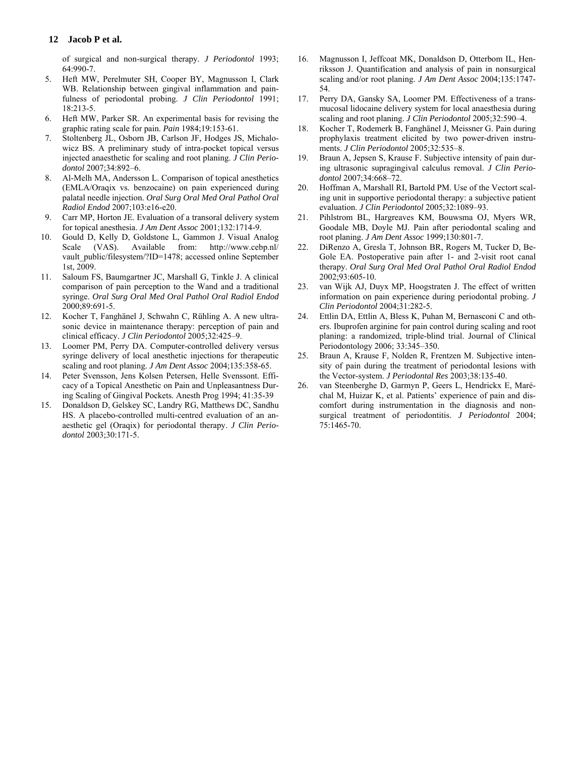of surgical and non-surgical therapy. *J Periodontol* 1993; 64:990-7.

5. Heft MW, Perelmuter SH, Cooper BY, Magnusson I, Clark WB. Relationship between gingival inflammation and painfulness of periodontal probing. *J Clin Periodontol* 1991; 18:213-5.
6. Heft MW, Parker SR. An experimental basis for revising the graphic rating scale for pain. *Pain* 1984;19:153-61.
7. Stoltenberg JL, Osborn JB, Carlson JF, Hodges JS, Michalowicz BS. A preliminary study of intra-pocket topical versus injected anaesthetic for scaling and root planing. *J Clin Periodontol* 2007;34:892–6.
8. Al-Melh MA, Andersson L. Comparison of topical anesthetics (EMLA/Oraqix vs. benzocaine) on pain experienced during palatal needle injection. *Oral Surg Oral Med Oral Pathol Oral Radiol Endod* 2007;103:e16-e20.
9. Carr MP, Horton JE. Evaluation of a transoral delivery system for topical anesthesia. *J Am Dent Assoc* 2001;132:1714-9.
10. Gould D, Kelly D, Goldstone L, Gammon J. Visual Analog Scale (VAS). Available from: http://www.cebp.nl/vault_public/filesystem/?ID=1478; accessed online September 1st, 2009.
11. Saloum FS, Baumgartner JC, Marshall G, Tinkle J. A clinical comparison of pain perception to the Wand and a traditional syringe. *Oral Surg Oral Med Oral Pathol Oral Radiol Endod* 2000;89:691-5.
12. Kocher T, Fanghänel J, Schwahn C, Rühling A. A new ultrasonic device in maintenance therapy: perception of pain and clinical efficacy. *J Clin Periodontol* 2005;32:425–9.
13. Loomer PM, Perry DA. Computer-controlled delivery versus syringe delivery of local anesthetic injections for therapeutic scaling and root planing. *J Am Dent Assoc* 2004;135:358-65.
14. Peter Svensson, Jens Kolsen Petersen, Helle Svenssont. Efficacy of a Topical Anesthetic on Pain and Unpleasantness During Scaling of Gingival Pockets. Anesth Prog 1994; 41:35-39
15. Donaldson D, Gelskey SC, Landry RG, Matthews DC, Sandhu HS. A placebo-controlled multi-centred evaluation of an anaesthetic gel (Oraqix) for periodontal therapy. *J Clin Periodontol* 2003;30:171-5.
16. Magnusson I, Jeffcoat MK, Donaldson D, Otterbom IL, Henriksson J. Quantification and analysis of pain in nonsurgical scaling and/or root planing. *J Am Dent Assoc* 2004;135:1747-54.
17. Perry DA, Gansky SA, Loomer PM. Effectiveness of a transmucosal lidocaine delivery system for local anaesthesia during scaling and root planing. *J Clin Periodontol* 2005;32:590–4.
18. Kocher T, Rodemerk B, Fanghänel J, Meissner G. Pain during prophylaxis treatment elicited by two power-driven instruments. *J Clin Periodontol* 2005;32:535–8.
19. Braun A, Jepsen S, Krause F. Subjective intensity of pain during ultrasonic supragingival calculus removal. *J Clin Periodontol* 2007;34:668–72.
20. Hoffman A, Marshall RI, Bartold PM. Use of the Vectort scaling unit in supportive periodontal therapy: a subjective patient evaluation. *J Clin Periodontol* 2005;32:1089–93.
21. Pihlstrom BL, Hargreaves KM, Bouwsma OJ, Myers WR, Goodale MB, Doyle MJ. Pain after periodontal scaling and root planing. *J Am Dent Assoc* 1999;130:801-7.
22. DiRenzo A, Gresla T, Johnson BR, Rogers M, Tucker D, BeGole EA. Postoperative pain after 1- and 2-visit root canal therapy. *Oral Surg Oral Med Oral Pathol Oral Radiol Endod* 2002;93:605-10.
23. van Wijk AJ, Duyx MP, Hoogstraten J. The effect of written information on pain experience during periodontal probing. *J Clin Periodontol* 2004;31:282-5.
24. Ettlin DA, Ettlin A, Bless K, Puhan M, Bernasconi C and others. Ibuprofen arginine for pain control during scaling and root planing: a randomized, triple-blind trial. Journal of Clinical Periodontology 2006; 33:345–350.
25. Braun A, Krause F, Nolden R, Frentzen M. Subjective intensity of pain during the treatment of periodontal lesions with the Vector-system. *J Periodontal Res* 2003;38:135-40.
26. van Steenberghe D, Garmyn P, Geers L, Hendrickx E, Maréchal M, Huizar K, et al. Patients' experience of pain and discomfort during instrumentation in the diagnosis and nonsurgical treatment of periodontitis. *J Periodontol* 2004; 75:1465-70.